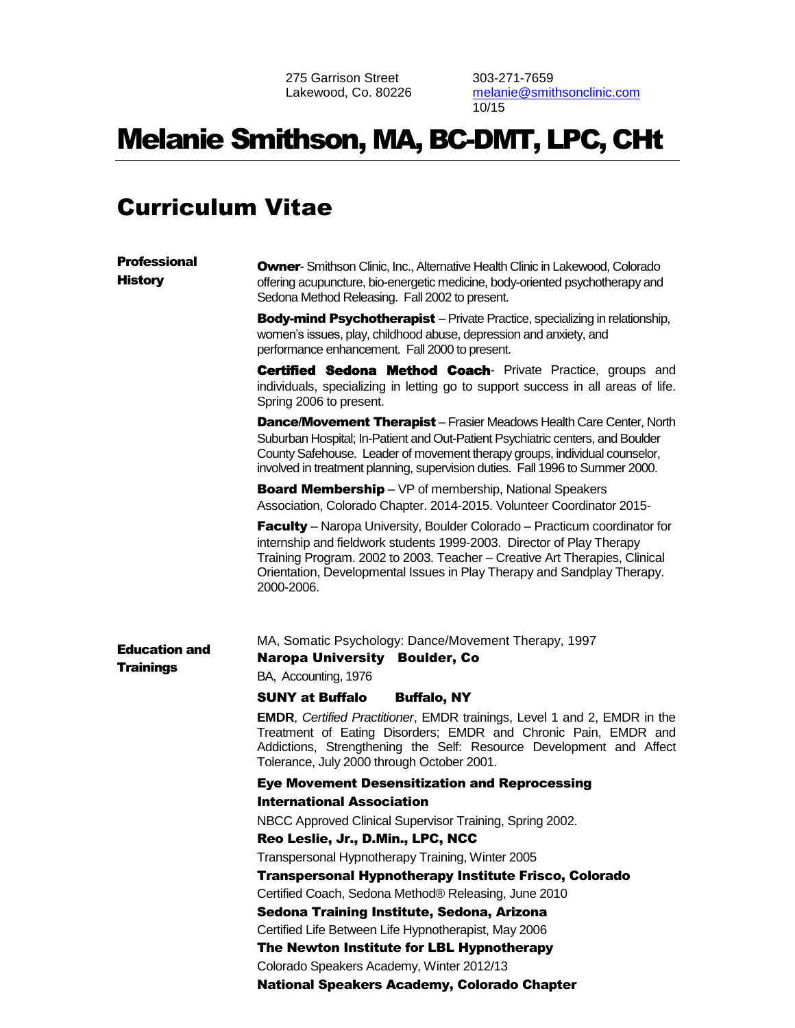275 Garrison Street
Lakewood, Co. 80226

303-271-7659
melanie@smithsonclinic.com
10/15

# Melanie Smithson, MA, BC-DMT, LPC, CHt

## Curriculum Vitae

### Professional History

**Owner**- Smithson Clinic, Inc., Alternative Health Clinic in Lakewood, Colorado offering acupuncture, bio-energetic medicine, body-oriented psychotherapy and Sedona Method Releasing. Fall 2002 to present.

**Body-mind Psychotherapist** – Private Practice, specializing in relationship, women's issues, play, childhood abuse, depression and anxiety, and performance enhancement. Fall 2000 to present.

**Certified Sedona Method Coach**- Private Practice, groups and individuals, specializing in letting go to support success in all areas of life. Spring 2006 to present.

**Dance/Movement Therapist** – Frasier Meadows Health Care Center, North Suburban Hospital; In-Patient and Out-Patient Psychiatric centers, and Boulder County Safehouse. Leader of movement therapy groups, individual counselor, involved in treatment planning, supervision duties. Fall 1996 to Summer 2000.

**Board Membership** – VP of membership, National Speakers Association, Colorado Chapter. 2014-2015. Volunteer Coordinator 2015-

**Faculty** – Naropa University, Boulder Colorado – Practicum coordinator for internship and fieldwork students 1999-2003. Director of Play Therapy Training Program. 2002 to 2003. Teacher – Creative Art Therapies, Clinical Orientation, Developmental Issues in Play Therapy and Sandplay Therapy. 2000-2006.

### Education and Trainings

MA, Somatic Psychology: Dance/Movement Therapy, 1997
**Naropa University Boulder, Co**

BA, Accounting, 1976
**SUNY at Buffalo Buffalo, NY**

**EMDR**, *Certified Practitioner*, EMDR trainings, Level 1 and 2, EMDR in the Treatment of Eating Disorders; EMDR and Chronic Pain, EMDR and Addictions, Strengthening the Self: Resource Development and Affect Tolerance, July 2000 through October 2001.
**Eye Movement Desensitization and Reprocessing International Association**

NBCC Approved Clinical Supervisor Training, Spring 2002.
**Reo Leslie, Jr., D.Min., LPC, NCC**

Transpersonal Hypnotherapy Training, Winter 2005
**Transpersonal Hypnotherapy Institute Frisco, Colorado**

Certified Coach, Sedona Method® Releasing, June 2010
**Sedona Training Institute, Sedona, Arizona**

Certified Life Between Life Hypnotherapist, May 2006
**The Newton Institute for LBL Hypnotherapy**

Colorado Speakers Academy, Winter 2012/13
**National Speakers Academy, Colorado Chapter**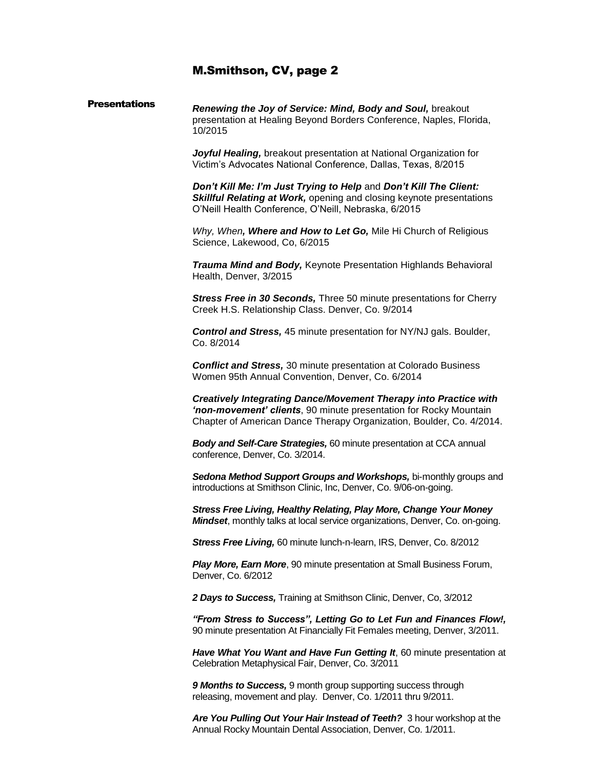## Presentations

***Renewing the Joy of Service: Mind, Body and Soul,*** breakout presentation at Healing Beyond Borders Conference, Naples, Florida, 10/2015

***Joyful Healing,*** breakout presentation at National Organization for Victim's Advocates National Conference, Dallas, Texas, 8/2015

***Don't Kill Me: I'm Just Trying to Help*** and ***Don't Kill The Client: Skillful Relating at Work,*** opening and closing keynote presentations O'Neill Health Conference, O'Neill, Nebraska, 6/2015

*Why, When****, Where and How to Let Go,*** Mile Hi Church of Religious Science, Lakewood, Co, 6/2015

***Trauma Mind and Body,*** Keynote Presentation Highlands Behavioral Health, Denver, 3/2015

***Stress Free in 30 Seconds,*** Three 50 minute presentations for Cherry Creek H.S. Relationship Class. Denver, Co. 9/2014

***Control and Stress,*** 45 minute presentation for NY/NJ gals. Boulder, Co. 8/2014

***Conflict and Stress,*** 30 minute presentation at Colorado Business Women 95th Annual Convention, Denver, Co. 6/2014

***Creatively Integrating Dance/Movement Therapy into Practice with 'non-movement' clients***, 90 minute presentation for Rocky Mountain Chapter of American Dance Therapy Organization, Boulder, Co. 4/2014.

***Body and Self-Care Strategies,*** 60 minute presentation at CCA annual conference, Denver, Co. 3/2014.

***Sedona Method Support Groups and Workshops,*** bi-monthly groups and introductions at Smithson Clinic, Inc, Denver, Co. 9/06-on-going.

***Stress Free Living, Healthy Relating, Play More, Change Your Money Mindset***, monthly talks at local service organizations, Denver, Co. on-going.

***Stress Free Living,*** 60 minute lunch-n-learn, IRS, Denver, Co. 8/2012

***Play More, Earn More***, 90 minute presentation at Small Business Forum, Denver, Co. 6/2012

***2 Days to Success,*** Training at Smithson Clinic, Denver, Co, 3/2012

***"From Stress to Success", Letting Go to Let Fun and Finances Flow!,*** 90 minute presentation At Financially Fit Females meeting, Denver, 3/2011.

***Have What You Want and Have Fun Getting It***, 60 minute presentation at Celebration Metaphysical Fair, Denver, Co. 3/2011

***9 Months to Success,*** 9 month group supporting success through releasing, movement and play. Denver, Co. 1/2011 thru 9/2011.

***Are You Pulling Out Your Hair Instead of Teeth?*** 3 hour workshop at the Annual Rocky Mountain Dental Association, Denver, Co. 1/2011.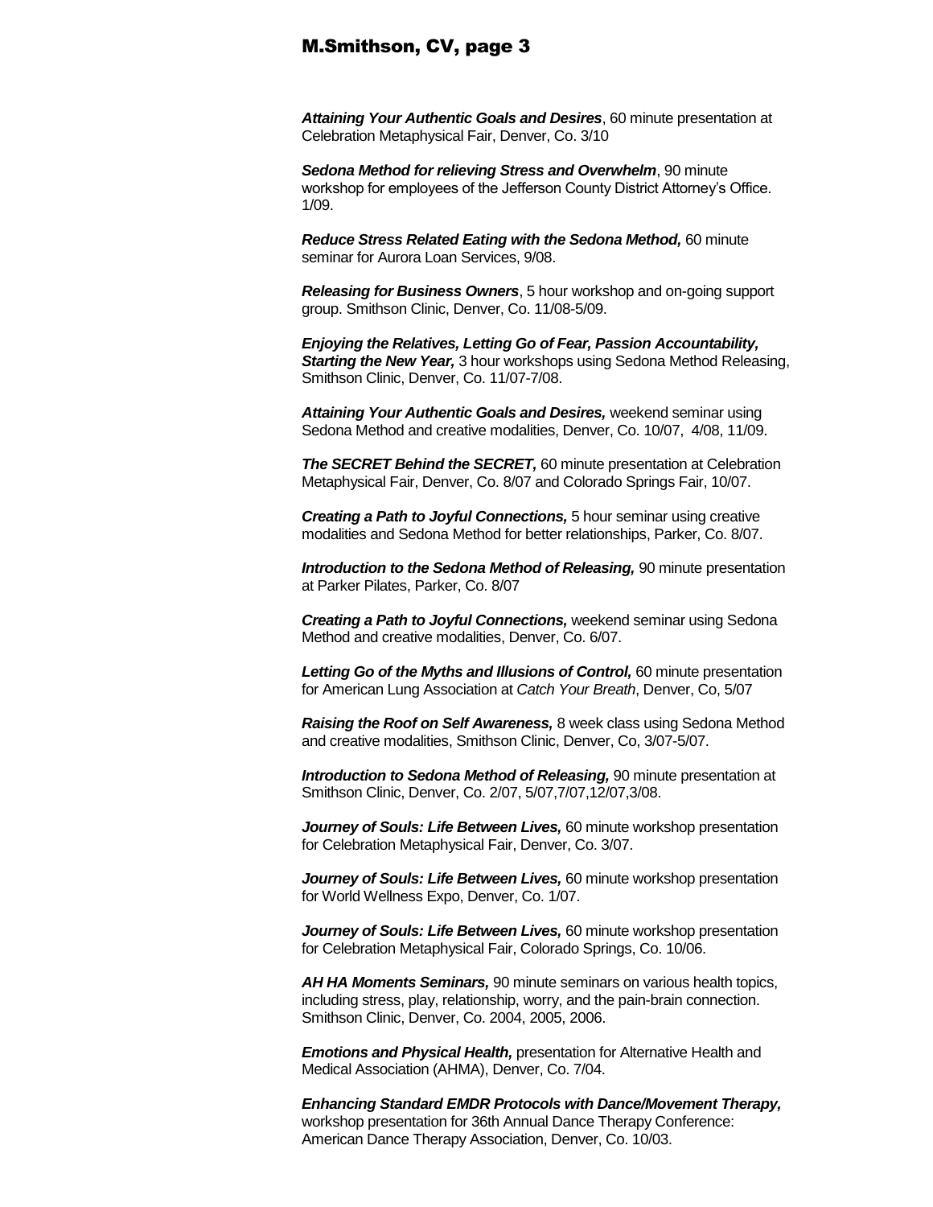***Attaining Your Authentic Goals and Desires***, 60 minute presentation at Celebration Metaphysical Fair, Denver, Co. 3/10

***Sedona Method for relieving Stress and Overwhelm***, 90 minute workshop for employees of the Jefferson County District Attorney's Office. 1/09.

***Reduce Stress Related Eating with the Sedona Method,*** 60 minute seminar for Aurora Loan Services, 9/08.

***Releasing for Business Owners***, 5 hour workshop and on-going support group. Smithson Clinic, Denver, Co. 11/08-5/09.

***Enjoying the Relatives, Letting Go of Fear, Passion Accountability, Starting the New Year,*** 3 hour workshops using Sedona Method Releasing, Smithson Clinic, Denver, Co. 11/07-7/08.

***Attaining Your Authentic Goals and Desires,*** weekend seminar using Sedona Method and creative modalities, Denver, Co. 10/07, 4/08, 11/09.

***The SECRET Behind the SECRET,*** 60 minute presentation at Celebration Metaphysical Fair, Denver, Co. 8/07 and Colorado Springs Fair, 10/07.

***Creating a Path to Joyful Connections,*** 5 hour seminar using creative modalities and Sedona Method for better relationships, Parker, Co. 8/07.

***Introduction to the Sedona Method of Releasing,*** 90 minute presentation at Parker Pilates, Parker, Co. 8/07

***Creating a Path to Joyful Connections,*** weekend seminar using Sedona Method and creative modalities, Denver, Co. 6/07.

***Letting Go of the Myths and Illusions of Control,*** 60 minute presentation for American Lung Association at *Catch Your Breath*, Denver, Co, 5/07

***Raising the Roof on Self Awareness,*** 8 week class using Sedona Method and creative modalities, Smithson Clinic, Denver, Co, 3/07-5/07.

***Introduction to Sedona Method of Releasing,*** 90 minute presentation at Smithson Clinic, Denver, Co. 2/07, 5/07,7/07,12/07,3/08.

***Journey of Souls: Life Between Lives,*** 60 minute workshop presentation for Celebration Metaphysical Fair, Denver, Co. 3/07.

***Journey of Souls: Life Between Lives,*** 60 minute workshop presentation for World Wellness Expo, Denver, Co. 1/07.

***Journey of Souls: Life Between Lives,*** 60 minute workshop presentation for Celebration Metaphysical Fair, Colorado Springs, Co. 10/06.

***AH HA Moments Seminars,*** 90 minute seminars on various health topics, including stress, play, relationship, worry, and the pain-brain connection. Smithson Clinic, Denver, Co. 2004, 2005, 2006.

***Emotions and Physical Health,*** presentation for Alternative Health and Medical Association (AHMA), Denver, Co. 7/04.

***Enhancing Standard EMDR Protocols with Dance/Movement Therapy,*** workshop presentation for 36th Annual Dance Therapy Conference: American Dance Therapy Association, Denver, Co. 10/03.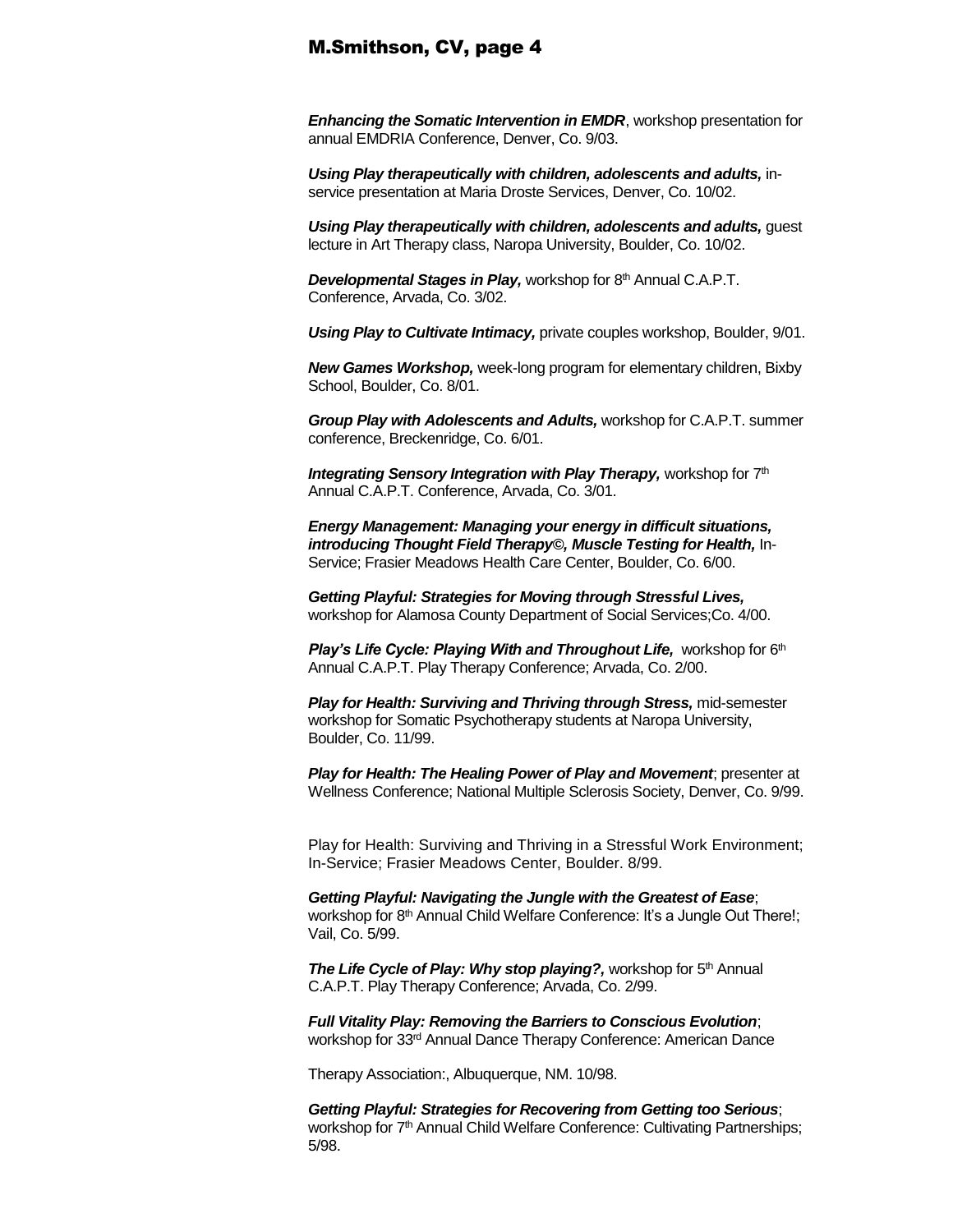***Enhancing the Somatic Intervention in EMDR***, workshop presentation for annual EMDRIA Conference, Denver, Co. 9/03.

***Using Play therapeutically with children, adolescents and adults,*** in-service presentation at Maria Droste Services, Denver, Co. 10/02.

***Using Play therapeutically with children, adolescents and adults,*** guest lecture in Art Therapy class, Naropa University, Boulder, Co. 10/02.

***Developmental Stages in Play,*** workshop for 8th Annual C.A.P.T. Conference, Arvada, Co. 3/02.

***Using Play to Cultivate Intimacy,*** private couples workshop, Boulder, 9/01.

***New Games Workshop,*** week-long program for elementary children, Bixby School, Boulder, Co. 8/01.

***Group Play with Adolescents and Adults,*** workshop for C.A.P.T. summer conference, Breckenridge, Co. 6/01.

***Integrating Sensory Integration with Play Therapy,*** workshop for 7th Annual C.A.P.T. Conference, Arvada, Co. 3/01.

***Energy Management: Managing your energy in difficult situations, introducing Thought Field Therapy©, Muscle Testing for Health,*** In-Service; Frasier Meadows Health Care Center, Boulder, Co. 6/00.

***Getting Playful: Strategies for Moving through Stressful Lives,*** workshop for Alamosa County Department of Social Services;Co. 4/00.

***Play's Life Cycle: Playing With and Throughout Life,*** workshop for 6th Annual C.A.P.T. Play Therapy Conference; Arvada, Co. 2/00.

***Play for Health: Surviving and Thriving through Stress,*** mid-semester workshop for Somatic Psychotherapy students at Naropa University, Boulder, Co. 11/99.

***Play for Health: The Healing Power of Play and Movement***; presenter at Wellness Conference; National Multiple Sclerosis Society, Denver, Co. 9/99.

Play for Health: Surviving and Thriving in a Stressful Work Environment; In-Service; Frasier Meadows Center, Boulder. 8/99.

***Getting Playful: Navigating the Jungle with the Greatest of Ease***; workshop for 8th Annual Child Welfare Conference: It's a Jungle Out There!; Vail, Co. 5/99.

***The Life Cycle of Play: Why stop playing?,*** workshop for 5th Annual C.A.P.T. Play Therapy Conference; Arvada, Co. 2/99.

***Full Vitality Play: Removing the Barriers to Conscious Evolution***; workshop for 33rd Annual Dance Therapy Conference: American Dance

Therapy Association:, Albuquerque, NM. 10/98.

***Getting Playful: Strategies for Recovering from Getting too Serious***; workshop for 7th Annual Child Welfare Conference: Cultivating Partnerships; 5/98.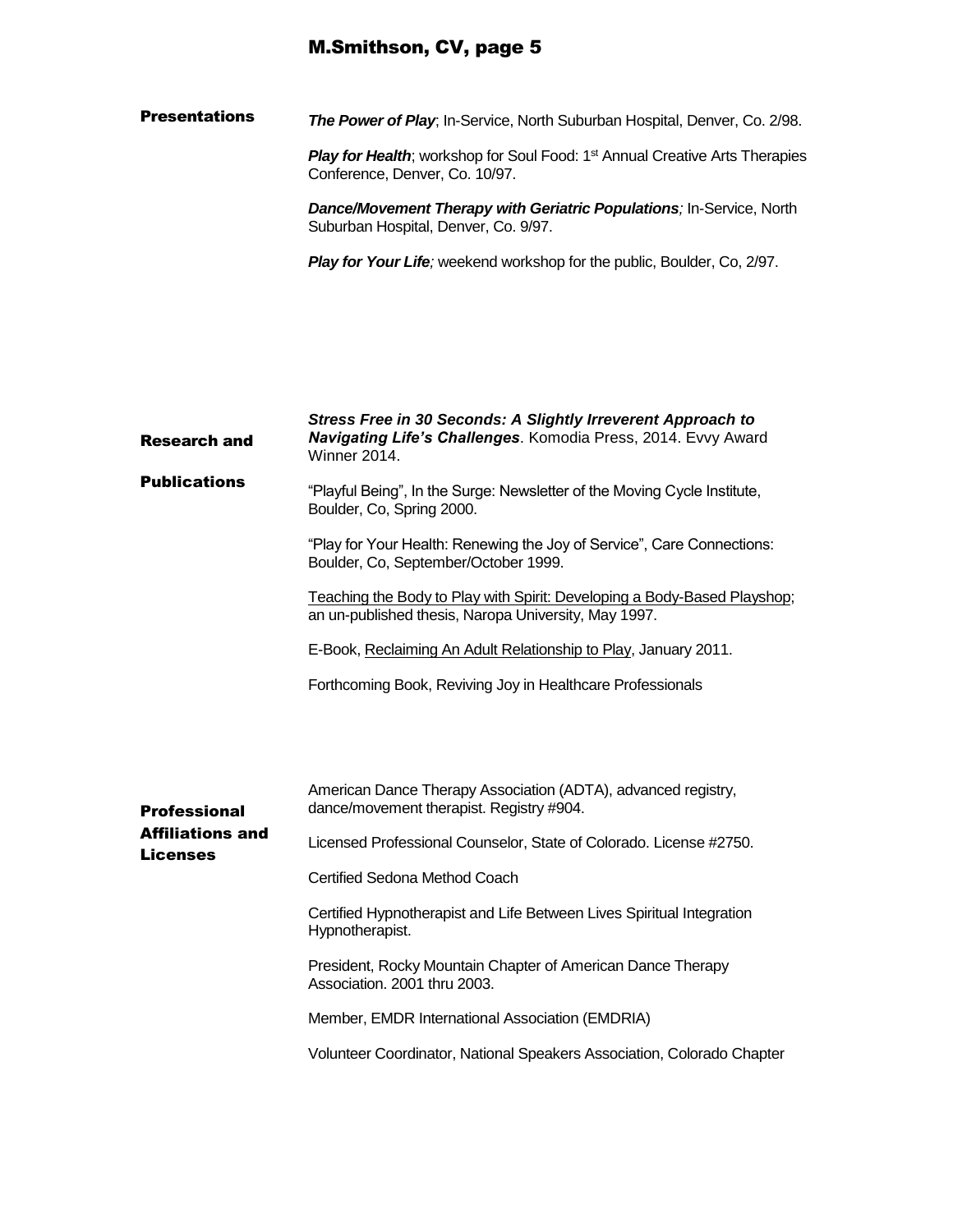## Presentations

***The Power of Play***; In-Service, North Suburban Hospital, Denver, Co. 2/98.

***Play for Health***; workshop for Soul Food: 1st Annual Creative Arts Therapies Conference, Denver, Co. 10/97.

***Dance/Movement Therapy with Geriatric Populations****;* In-Service, North Suburban Hospital, Denver, Co. 9/97.

***Play for Your Life****;* weekend workshop for the public, Boulder, Co, 2/97.

## Research and Publications

***Stress Free in 30 Seconds: A Slightly Irreverent Approach to Navigating Life's Challenges***. Komodia Press, 2014. Evvy Award Winner 2014.

"Playful Being", In the Surge: Newsletter of the Moving Cycle Institute, Boulder, Co, Spring 2000.

"Play for Your Health: Renewing the Joy of Service", Care Connections: Boulder, Co, September/October 1999.

<u>Teaching the Body to Play with Spirit: Developing a Body-Based Playshop</u>; an un-published thesis, Naropa University, May 1997.

E-Book, <u>Reclaiming An Adult Relationship to Play</u>, January 2011.

Forthcoming Book, Reviving Joy in Healthcare Professionals

## Professional Affiliations and Licenses

American Dance Therapy Association (ADTA), advanced registry, dance/movement therapist. Registry #904.

Licensed Professional Counselor, State of Colorado. License #2750.

Certified Sedona Method Coach

Certified Hypnotherapist and Life Between Lives Spiritual Integration Hypnotherapist.

President, Rocky Mountain Chapter of American Dance Therapy Association. 2001 thru 2003.

Member, EMDR International Association (EMDRIA)

Volunteer Coordinator, National Speakers Association, Colorado Chapter